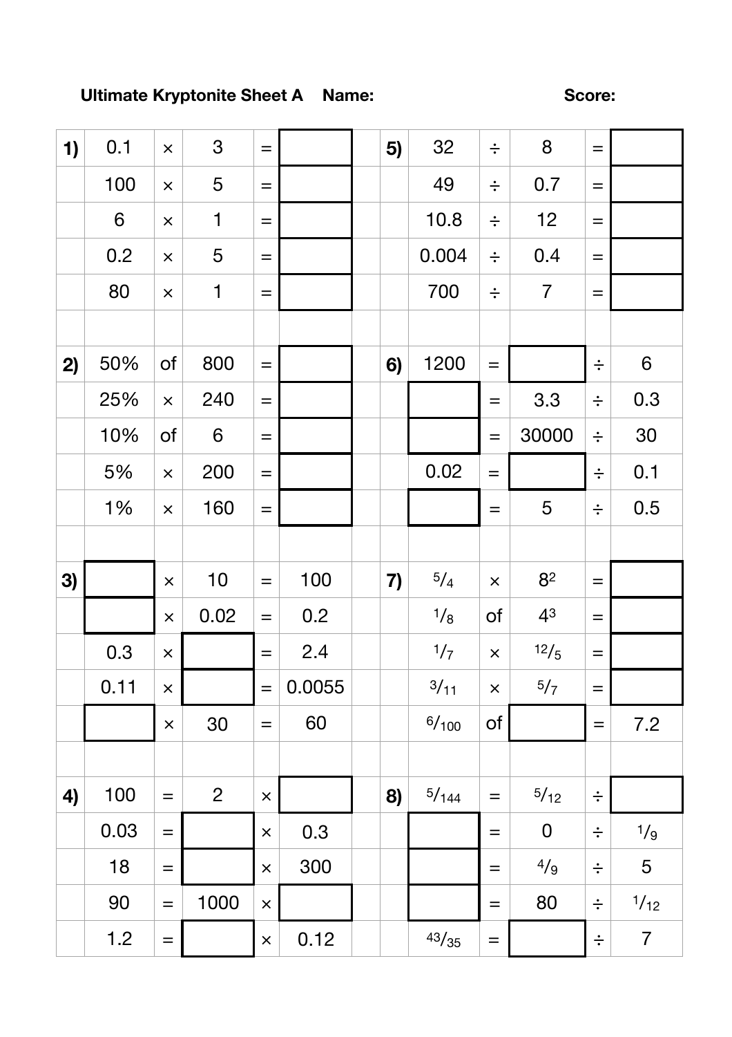**Ultimate Kryptonite Sheet A** **Name:** **Score:**

| | | | | | | | | | | | |
|---|---|---|---|---|---|---|---|---|---|---|---|
| **1)** | 0.1 | × | 3 | = | | **5)** | 32 | ÷ | 8 | = | |
| | 100 | × | 5 | = | | | 49 | ÷ | 0.7 | = | |
| | 6 | × | 1 | = | | | 10.8 | ÷ | 12 | = | |
| | 0.2 | × | 5 | = | | | 0.004 | ÷ | 0.4 | = | |
| | 80 | × | 1 | = | | | 700 | ÷ | 7 | = | |
| | | | | | | | | | | | |
| **2)** | 50% | of | 800 | = | | **6)** | 1200 | = | | ÷ | 6 |
| | 25% | × | 240 | = | | | | = | 3.3 | ÷ | 0.3 |
| | 10% | of | 6 | = | | | | = | 30000 | ÷ | 30 |
| | 5% | × | 200 | = | | | 0.02 | = | | ÷ | 0.1 |
| | 1% | × | 160 | = | | | | = | 5 | ÷ | 0.5 |
| | | | | | | | | | | | |
| **3)** | | × | 10 | = | 100 | **7)** | $\frac{5}{4}$ | × | $8^2$ | = | |
| | | × | 0.02 | = | 0.2 | | $\frac{1}{8}$ | of | $4^3$ | = | |
| | 0.3 | × | | = | 2.4 | | $\frac{1}{7}$ | × | $\frac{12}{5}$ | = | |
| | 0.11 | × | | = | 0.0055 | | $\frac{3}{11}$ | × | $\frac{5}{7}$ | = | |
| | | × | 30 | = | 60 | | $\frac{6}{100}$ | of | | = | 7.2 |
| | | | | | | | | | | | |
| **4)** | 100 | = | 2 | × | | **8)** | $\frac{5}{144}$ | = | $\frac{5}{12}$ | ÷ | |
| | 0.03 | = | | × | 0.3 | | | = | 0 | ÷ | $\frac{1}{9}$ |
| | 18 | = | | × | 300 | | | = | $\frac{4}{9}$ | ÷ | 5 |
| | 90 | = | 1000 | × | | | | = | 80 | ÷ | $\frac{1}{12}$ |
| | 1.2 | = | | × | 0.12 | | $\frac{43}{35}$ | = | | ÷ | 7 |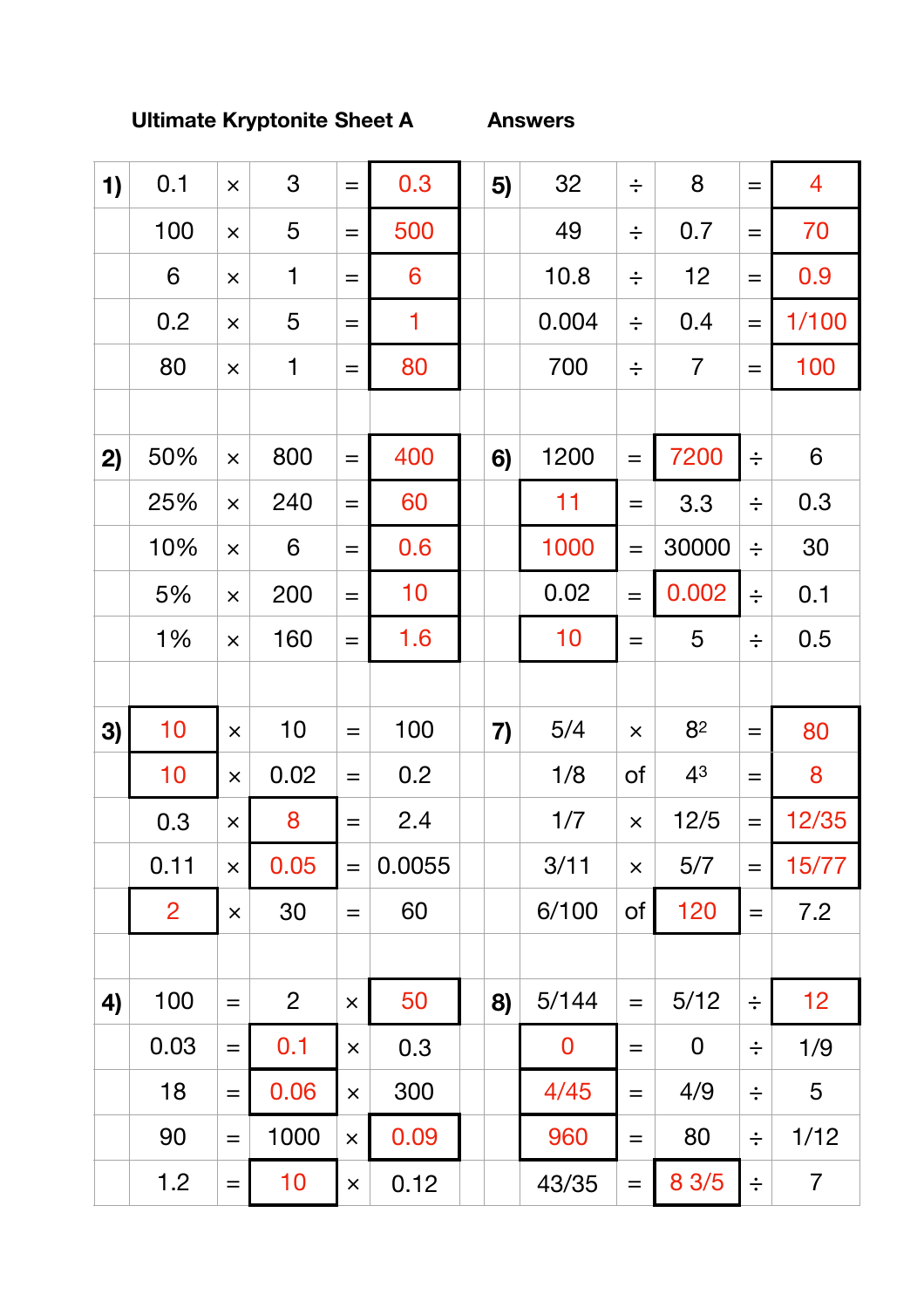**Ultimate Kryptonite Sheet A** **Answers**

| | | | | | | | | | | | | |
|---|---|---|---|---|---|---|---|---|---|---|---|---|
| **1)** | 0.1 | × | 3 | = | 0.3 | | **5)** | 32 | ÷ | 8 | = | 4 |
| | 100 | × | 5 | = | 500 | | | 49 | ÷ | 0.7 | = | 70 |
| | 6 | × | 1 | = | 6 | | | 10.8 | ÷ | 12 | = | 0.9 |
| | 0.2 | × | 5 | = | 1 | | | 0.004 | ÷ | 0.4 | = | 1/100 |
| | 80 | × | 1 | = | 80 | | | 700 | ÷ | 7 | = | 100 |
| | | | | | | | | | | | | |
| **2)** | 50% | × | 800 | = | 400 | | **6)** | 1200 | = | 7200 | ÷ | 6 |
| | 25% | × | 240 | = | 60 | | | 11 | = | 3.3 | ÷ | 0.3 |
| | 10% | × | 6 | = | 0.6 | | | 1000 | = | 30000 | ÷ | 30 |
| | 5% | × | 200 | = | 10 | | | 0.02 | = | 0.002 | ÷ | 0.1 |
| | 1% | × | 160 | = | 1.6 | | | 10 | = | 5 | ÷ | 0.5 |
| | | | | | | | | | | | | |
| **3)** | 10 | × | 10 | = | 100 | | **7)** | 5/4 | × | $8^2$ | = | 80 |
| | 10 | × | 0.02 | = | 0.2 | | | 1/8 | of | $4^3$ | = | 8 |
| | 0.3 | × | 8 | = | 2.4 | | | 1/7 | × | 12/5 | = | 12/35 |
| | 0.11 | × | 0.05 | = | 0.0055 | | | 3/11 | × | 5/7 | = | 15/77 |
| | 2 | × | 30 | = | 60 | | | 6/100 | of | 120 | = | 7.2 |
| | | | | | | | | | | | | |
| **4)** | 100 | = | 2 | × | 50 | | **8)** | 5/144 | = | 5/12 | ÷ | 12 |
| | 0.03 | = | 0.1 | × | 0.3 | | | 0 | = | 0 | ÷ | 1/9 |
| | 18 | = | 0.06 | × | 300 | | | 4/45 | = | 4/9 | ÷ | 5 |
| | 90 | = | 1000 | × | 0.09 | | | 960 | = | 80 | ÷ | 1/12 |
| | 1.2 | = | 10 | × | 0.12 | | | 43/35 | = | 8 3/5 | ÷ | 7 |